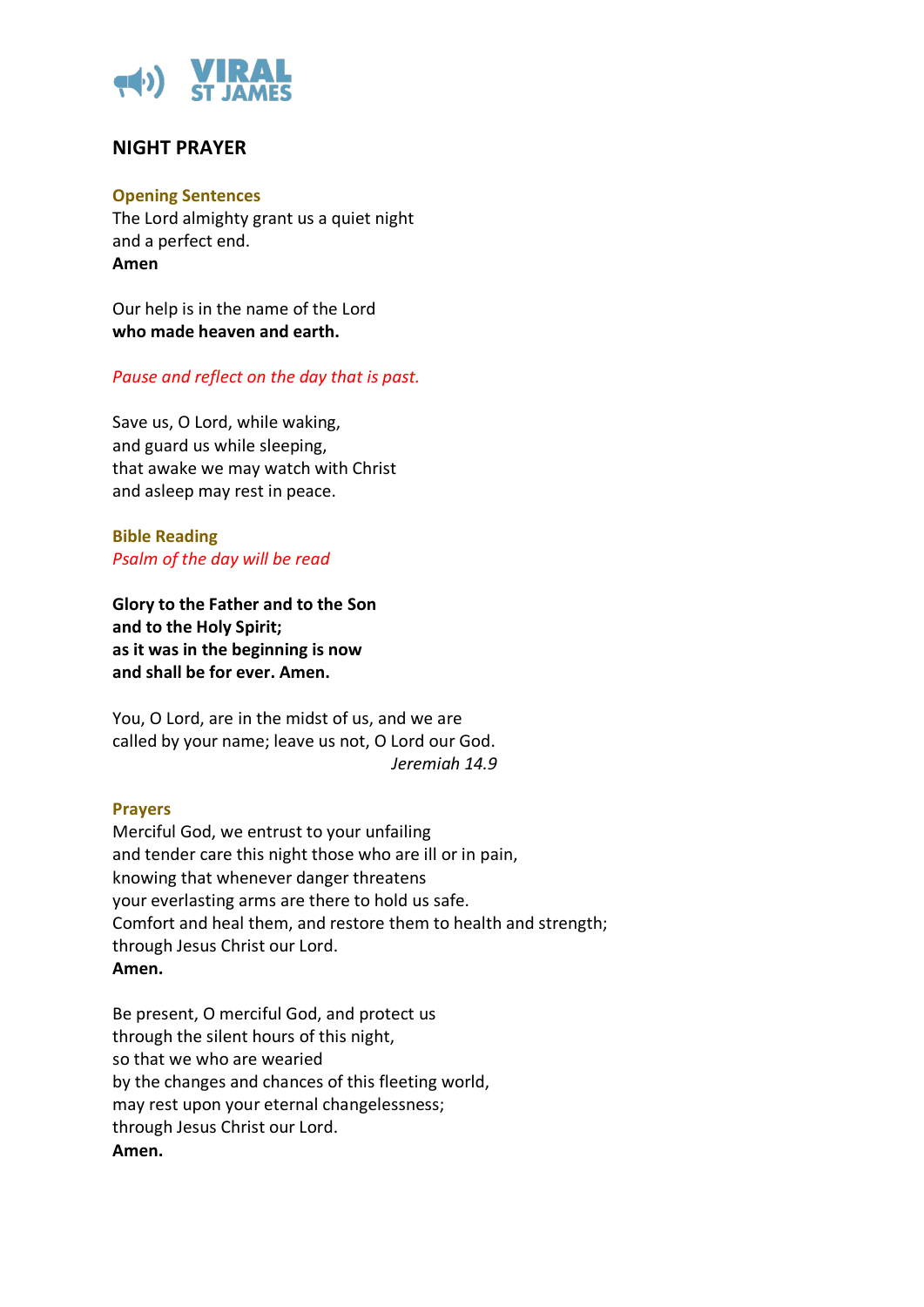VIRAL
ST JAMES

# NIGHT PRAYER

### Opening Sentences

The Lord almighty grant us a quiet night
and a perfect end.
**Amen**

Our help is in the name of the Lord
**who made heaven and earth.**

*Pause and reflect on the day that is past.*

Save us, O Lord, while waking,
and guard us while sleeping,
that awake we may watch with Christ
and asleep may rest in peace.

### Bible Reading

*Psalm of the day will be read*

**Glory to the Father and to the Son**
**and to the Holy Spirit;**
**as it was in the beginning is now**
**and shall be for ever. Amen.**

You, O Lord, are in the midst of us, and we are
called by your name; leave us not, O Lord our God.
*Jeremiah 14.9*

### Prayers

Merciful God, we entrust to your unfailing
and tender care this night those who are ill or in pain,
knowing that whenever danger threatens
your everlasting arms are there to hold us safe.
Comfort and heal them, and restore them to health and strength;
through Jesus Christ our Lord.
**Amen.**

Be present, O merciful God, and protect us
through the silent hours of this night,
so that we who are wearied
by the changes and chances of this fleeting world,
may rest upon your eternal changelessness;
through Jesus Christ our Lord.
**Amen.**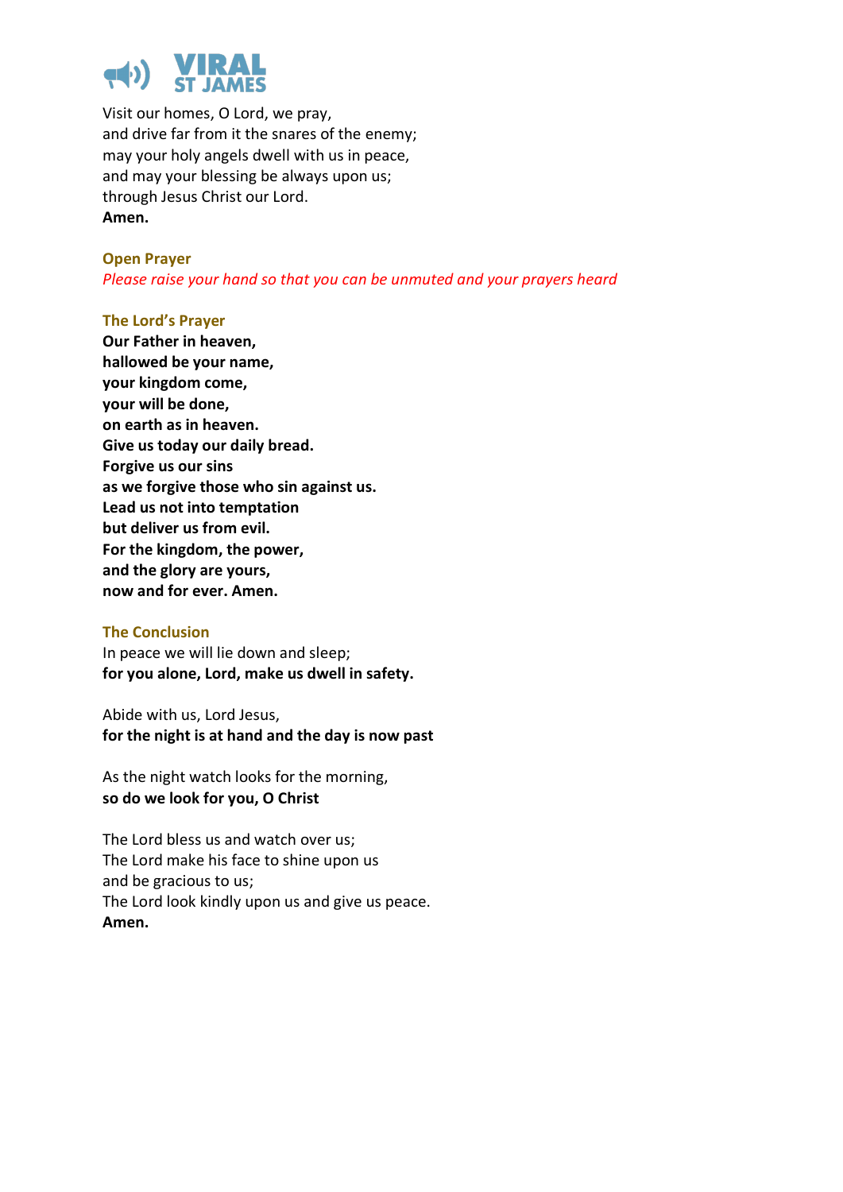Visit our homes, O Lord, we pray,
and drive far from it the snares of the enemy;
may your holy angels dwell with us in peace,
and may your blessing be always upon us;
through Jesus Christ our Lord.
**Amen.**

### Open Prayer

*Please raise your hand so that you can be unmuted and your prayers heard*

### The Lord's Prayer

**Our Father in heaven,**
**hallowed be your name,**
**your kingdom come,**
**your will be done,**
**on earth as in heaven.**
**Give us today our daily bread.**
**Forgive us our sins**
**as we forgive those who sin against us.**
**Lead us not into temptation**
**but deliver us from evil.**
**For the kingdom, the power,**
**and the glory are yours,**
**now and for ever. Amen.**

### The Conclusion

In peace we will lie down and sleep;
**for you alone, Lord, make us dwell in safety.**

Abide with us, Lord Jesus,
**for the night is at hand and the day is now past**

As the night watch looks for the morning,
**so do we look for you, O Christ**

The Lord bless us and watch over us;
The Lord make his face to shine upon us
and be gracious to us;
The Lord look kindly upon us and give us peace.
**Amen.**